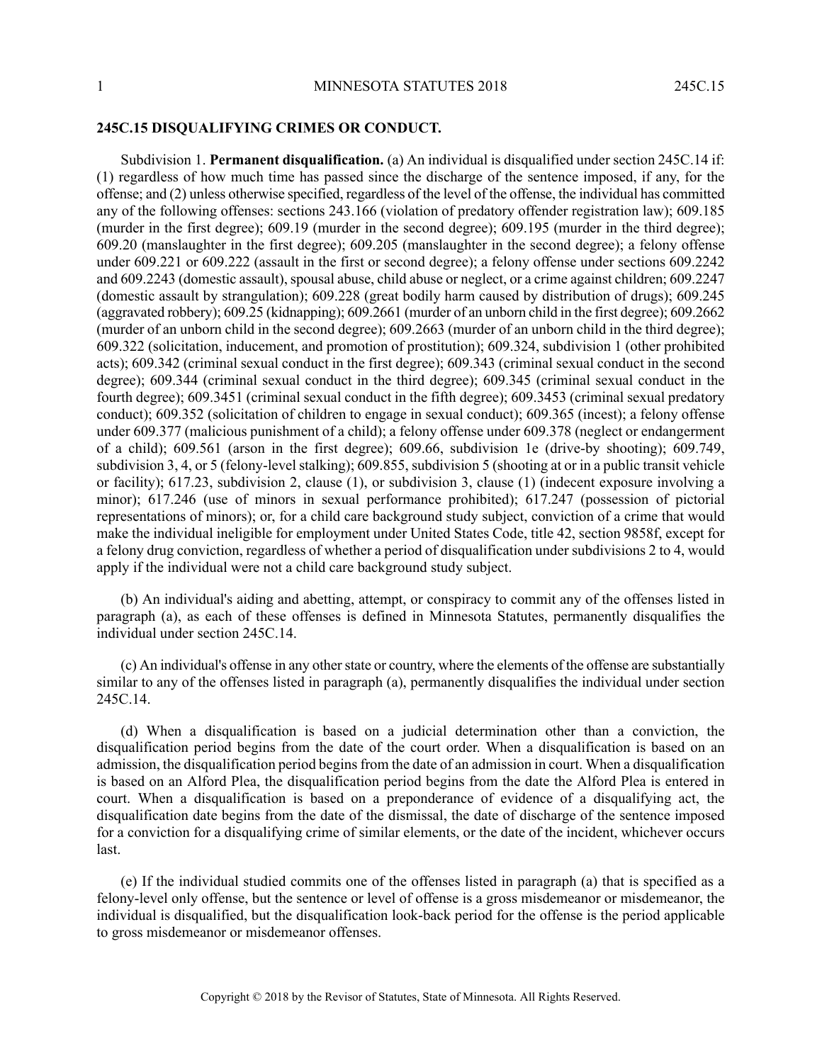## 245C.15 DISQUALIFYING CRIMES OR CONDUCT.

Subdivision 1. **Permanent disqualification.** (a) An individual is disqualified under section 245C.14 if: (1) regardless of how much time has passed since the discharge of the sentence imposed, if any, for the offense; and (2) unless otherwise specified, regardless of the level of the offense, the individual has committed any of the following offenses: sections 243.166 (violation of predatory offender registration law); 609.185 (murder in the first degree); 609.19 (murder in the second degree); 609.195 (murder in the third degree); 609.20 (manslaughter in the first degree); 609.205 (manslaughter in the second degree); a felony offense under 609.221 or 609.222 (assault in the first or second degree); a felony offense under sections 609.2242 and 609.2243 (domestic assault), spousal abuse, child abuse or neglect, or a crime against children; 609.2247 (domestic assault by strangulation); 609.228 (great bodily harm caused by distribution of drugs); 609.245 (aggravated robbery); 609.25 (kidnapping); 609.2661 (murder of an unborn child in the first degree); 609.2662 (murder of an unborn child in the second degree); 609.2663 (murder of an unborn child in the third degree); 609.322 (solicitation, inducement, and promotion of prostitution); 609.324, subdivision 1 (other prohibited acts); 609.342 (criminal sexual conduct in the first degree); 609.343 (criminal sexual conduct in the second degree); 609.344 (criminal sexual conduct in the third degree); 609.345 (criminal sexual conduct in the fourth degree); 609.3451 (criminal sexual conduct in the fifth degree); 609.3453 (criminal sexual predatory conduct); 609.352 (solicitation of children to engage in sexual conduct); 609.365 (incest); a felony offense under 609.377 (malicious punishment of a child); a felony offense under 609.378 (neglect or endangerment of a child); 609.561 (arson in the first degree); 609.66, subdivision 1e (drive-by shooting); 609.749, subdivision 3, 4, or 5 (felony-level stalking); 609.855, subdivision 5 (shooting at or in a public transit vehicle or facility); 617.23, subdivision 2, clause (1), or subdivision 3, clause (1) (indecent exposure involving a minor); 617.246 (use of minors in sexual performance prohibited); 617.247 (possession of pictorial representations of minors); or, for a child care background study subject, conviction of a crime that would make the individual ineligible for employment under United States Code, title 42, section 9858f, except for a felony drug conviction, regardless of whether a period of disqualification under subdivisions 2 to 4, would apply if the individual were not a child care background study subject.

(b) An individual's aiding and abetting, attempt, or conspiracy to commit any of the offenses listed in paragraph (a), as each of these offenses is defined in Minnesota Statutes, permanently disqualifies the individual under section 245C.14.

(c) An individual's offense in any other state or country, where the elements of the offense are substantially similar to any of the offenses listed in paragraph (a), permanently disqualifies the individual under section 245C.14.

(d) When a disqualification is based on a judicial determination other than a conviction, the disqualification period begins from the date of the court order. When a disqualification is based on an admission, the disqualification period begins from the date of an admission in court. When a disqualification is based on an Alford Plea, the disqualification period begins from the date the Alford Plea is entered in court. When a disqualification is based on a preponderance of evidence of a disqualifying act, the disqualification date begins from the date of the dismissal, the date of discharge of the sentence imposed for a conviction for a disqualifying crime of similar elements, or the date of the incident, whichever occurs last.

(e) If the individual studied commits one of the offenses listed in paragraph (a) that is specified as a felony-level only offense, but the sentence or level of offense is a gross misdemeanor or misdemeanor, the individual is disqualified, but the disqualification look-back period for the offense is the period applicable to gross misdemeanor or misdemeanor offenses.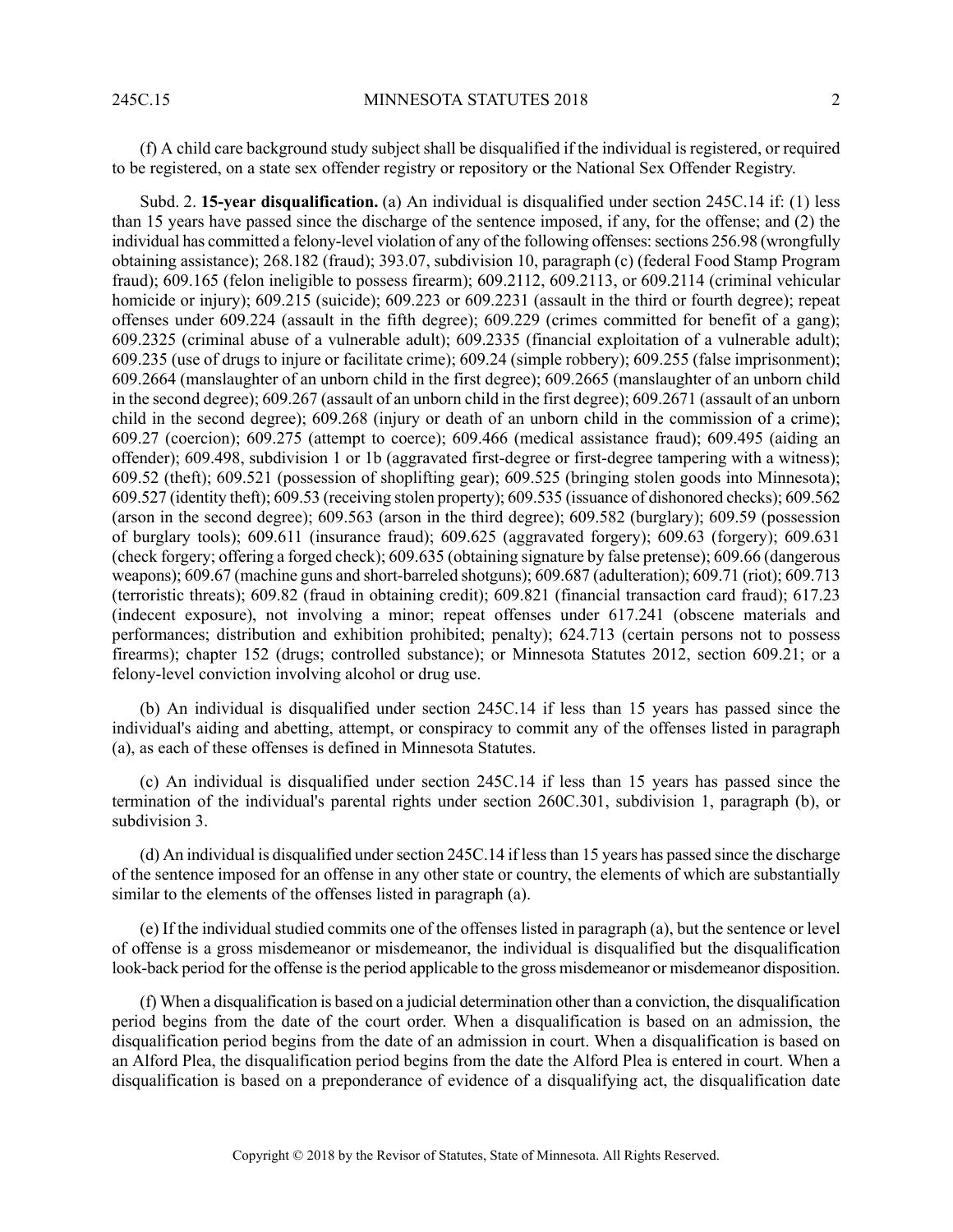(f) A child care background study subject shall be disqualified if the individual is registered, or required to be registered, on a state sex offender registry or repository or the National Sex Offender Registry.

Subd. 2. **15-year disqualification.** (a) An individual is disqualified under section 245C.14 if: (1) less than 15 years have passed since the discharge of the sentence imposed, if any, for the offense; and (2) the individual has committed a felony-level violation of any of the following offenses: sections 256.98 (wrongfully obtaining assistance); 268.182 (fraud); 393.07, subdivision 10, paragraph (c) (federal Food Stamp Program fraud); 609.165 (felon ineligible to possess firearm); 609.2112, 609.2113, or 609.2114 (criminal vehicular homicide or injury); 609.215 (suicide); 609.223 or 609.2231 (assault in the third or fourth degree); repeat offenses under 609.224 (assault in the fifth degree); 609.229 (crimes committed for benefit of a gang); 609.2325 (criminal abuse of a vulnerable adult); 609.2335 (financial exploitation of a vulnerable adult); 609.235 (use of drugs to injure or facilitate crime); 609.24 (simple robbery); 609.255 (false imprisonment); 609.2664 (manslaughter of an unborn child in the first degree); 609.2665 (manslaughter of an unborn child in the second degree); 609.267 (assault of an unborn child in the first degree); 609.2671 (assault of an unborn child in the second degree); 609.268 (injury or death of an unborn child in the commission of a crime); 609.27 (coercion); 609.275 (attempt to coerce); 609.466 (medical assistance fraud); 609.495 (aiding an offender); 609.498, subdivision 1 or 1b (aggravated first-degree or first-degree tampering with a witness); 609.52 (theft); 609.521 (possession of shoplifting gear); 609.525 (bringing stolen goods into Minnesota); 609.527 (identity theft); 609.53 (receiving stolen property); 609.535 (issuance of dishonored checks); 609.562 (arson in the second degree); 609.563 (arson in the third degree); 609.582 (burglary); 609.59 (possession of burglary tools); 609.611 (insurance fraud); 609.625 (aggravated forgery); 609.63 (forgery); 609.631 (check forgery; offering a forged check); 609.635 (obtaining signature by false pretense); 609.66 (dangerous weapons); 609.67 (machine guns and short-barreled shotguns); 609.687 (adulteration); 609.71 (riot); 609.713 (terroristic threats); 609.82 (fraud in obtaining credit); 609.821 (financial transaction card fraud); 617.23 (indecent exposure), not involving a minor; repeat offenses under 617.241 (obscene materials and performances; distribution and exhibition prohibited; penalty); 624.713 (certain persons not to possess firearms); chapter 152 (drugs; controlled substance); or Minnesota Statutes 2012, section 609.21; or a felony-level conviction involving alcohol or drug use.

(b) An individual is disqualified under section 245C.14 if less than 15 years has passed since the individual's aiding and abetting, attempt, or conspiracy to commit any of the offenses listed in paragraph (a), as each of these offenses is defined in Minnesota Statutes.

(c) An individual is disqualified under section 245C.14 if less than 15 years has passed since the termination of the individual's parental rights under section 260C.301, subdivision 1, paragraph (b), or subdivision 3.

(d) An individual is disqualified under section 245C.14 if less than 15 years has passed since the discharge of the sentence imposed for an offense in any other state or country, the elements of which are substantially similar to the elements of the offenses listed in paragraph (a).

(e) If the individual studied commits one of the offenses listed in paragraph (a), but the sentence or level of offense is a gross misdemeanor or misdemeanor, the individual is disqualified but the disqualification look-back period for the offense is the period applicable to the gross misdemeanor or misdemeanor disposition.

(f) When a disqualification is based on a judicial determination other than a conviction, the disqualification period begins from the date of the court order. When a disqualification is based on an admission, the disqualification period begins from the date of an admission in court. When a disqualification is based on an Alford Plea, the disqualification period begins from the date the Alford Plea is entered in court. When a disqualification is based on a preponderance of evidence of a disqualifying act, the disqualification date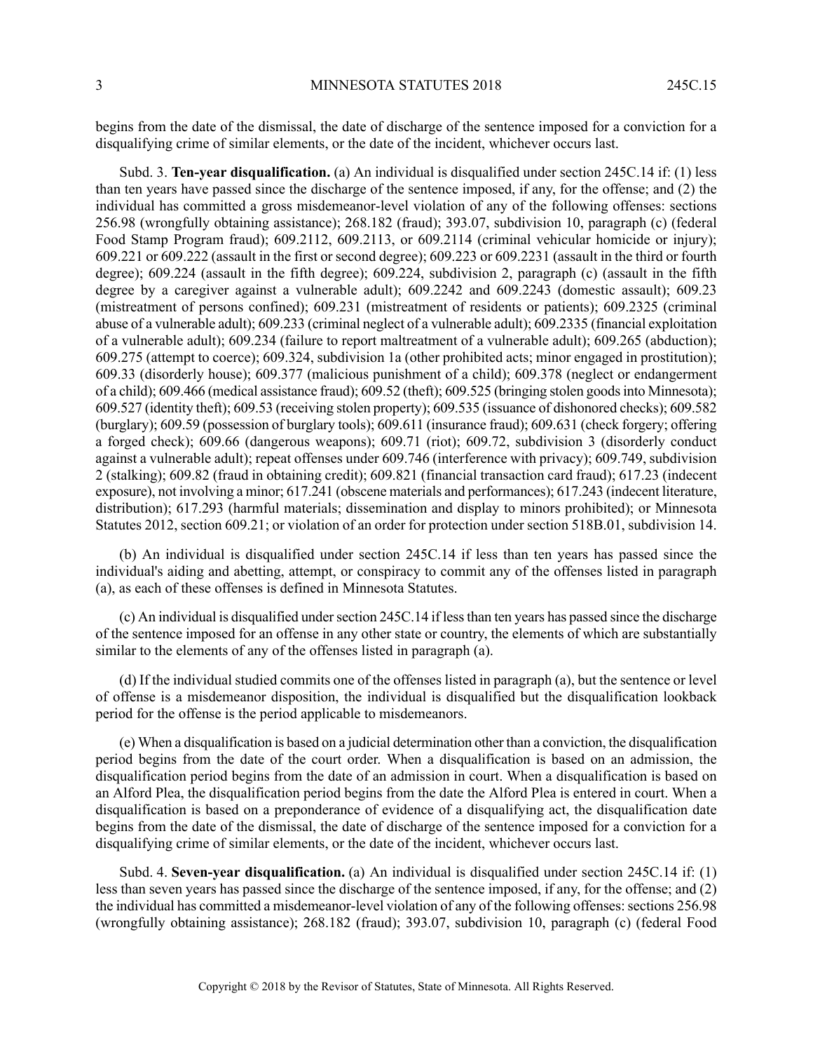begins from the date of the dismissal, the date of discharge of the sentence imposed for a conviction for a disqualifying crime of similar elements, or the date of the incident, whichever occurs last.

Subd. 3. **Ten-year disqualification.** (a) An individual is disqualified under section 245C.14 if: (1) less than ten years have passed since the discharge of the sentence imposed, if any, for the offense; and (2) the individual has committed a gross misdemeanor-level violation of any of the following offenses: sections 256.98 (wrongfully obtaining assistance); 268.182 (fraud); 393.07, subdivision 10, paragraph (c) (federal Food Stamp Program fraud); 609.2112, 609.2113, or 609.2114 (criminal vehicular homicide or injury); 609.221 or 609.222 (assault in the first or second degree); 609.223 or 609.2231 (assault in the third or fourth degree); 609.224 (assault in the fifth degree); 609.224, subdivision 2, paragraph (c) (assault in the fifth degree by a caregiver against a vulnerable adult); 609.2242 and 609.2243 (domestic assault); 609.23 (mistreatment of persons confined); 609.231 (mistreatment of residents or patients); 609.2325 (criminal abuse of a vulnerable adult); 609.233 (criminal neglect of a vulnerable adult); 609.2335 (financial exploitation of a vulnerable adult); 609.234 (failure to report maltreatment of a vulnerable adult); 609.265 (abduction); 609.275 (attempt to coerce); 609.324, subdivision 1a (other prohibited acts; minor engaged in prostitution); 609.33 (disorderly house); 609.377 (malicious punishment of a child); 609.378 (neglect or endangerment of a child); 609.466 (medical assistance fraud); 609.52 (theft); 609.525 (bringing stolen goods into Minnesota); 609.527 (identity theft); 609.53 (receiving stolen property); 609.535 (issuance of dishonored checks); 609.582 (burglary); 609.59 (possession of burglary tools); 609.611 (insurance fraud); 609.631 (check forgery; offering a forged check); 609.66 (dangerous weapons); 609.71 (riot); 609.72, subdivision 3 (disorderly conduct against a vulnerable adult); repeat offenses under 609.746 (interference with privacy); 609.749, subdivision 2 (stalking); 609.82 (fraud in obtaining credit); 609.821 (financial transaction card fraud); 617.23 (indecent exposure), not involving a minor; 617.241 (obscene materials and performances); 617.243 (indecent literature, distribution); 617.293 (harmful materials; dissemination and display to minors prohibited); or Minnesota Statutes 2012, section 609.21; or violation of an order for protection under section 518B.01, subdivision 14.

(b) An individual is disqualified under section 245C.14 if less than ten years has passed since the individual's aiding and abetting, attempt, or conspiracy to commit any of the offenses listed in paragraph (a), as each of these offenses is defined in Minnesota Statutes.

(c) An individual is disqualified under section 245C.14 if less than ten years has passed since the discharge of the sentence imposed for an offense in any other state or country, the elements of which are substantially similar to the elements of any of the offenses listed in paragraph (a).

(d) If the individual studied commits one of the offenses listed in paragraph (a), but the sentence or level of offense is a misdemeanor disposition, the individual is disqualified but the disqualification lookback period for the offense is the period applicable to misdemeanors.

(e) When a disqualification is based on a judicial determination other than a conviction, the disqualification period begins from the date of the court order. When a disqualification is based on an admission, the disqualification period begins from the date of an admission in court. When a disqualification is based on an Alford Plea, the disqualification period begins from the date the Alford Plea is entered in court. When a disqualification is based on a preponderance of evidence of a disqualifying act, the disqualification date begins from the date of the dismissal, the date of discharge of the sentence imposed for a conviction for a disqualifying crime of similar elements, or the date of the incident, whichever occurs last.

Subd. 4. **Seven-year disqualification.** (a) An individual is disqualified under section 245C.14 if: (1) less than seven years has passed since the discharge of the sentence imposed, if any, for the offense; and (2) the individual has committed a misdemeanor-level violation of any of the following offenses: sections 256.98 (wrongfully obtaining assistance); 268.182 (fraud); 393.07, subdivision 10, paragraph (c) (federal Food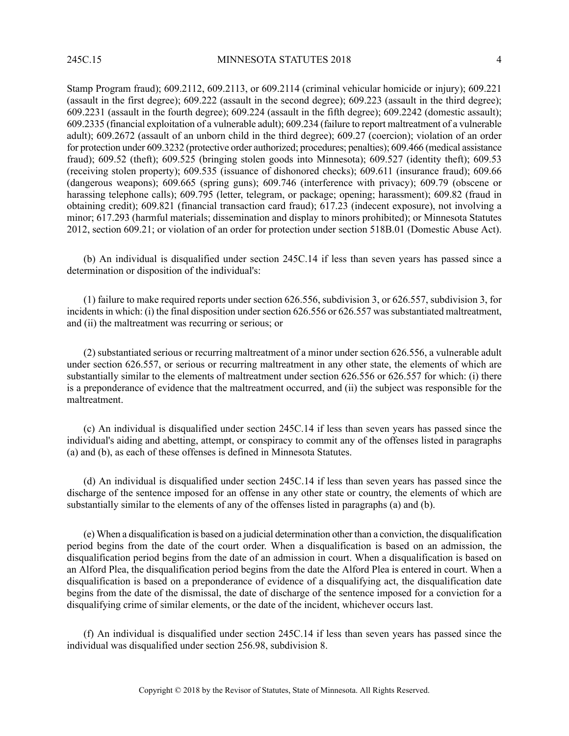Stamp Program fraud); 609.2112, 609.2113, or 609.2114 (criminal vehicular homicide or injury); 609.221 (assault in the first degree); 609.222 (assault in the second degree); 609.223 (assault in the third degree); 609.2231 (assault in the fourth degree); 609.224 (assault in the fifth degree); 609.2242 (domestic assault); 609.2335 (financial exploitation of a vulnerable adult); 609.234 (failure to report maltreatment of a vulnerable adult); 609.2672 (assault of an unborn child in the third degree); 609.27 (coercion); violation of an order for protection under 609.3232 (protective order authorized; procedures; penalties); 609.466 (medical assistance fraud); 609.52 (theft); 609.525 (bringing stolen goods into Minnesota); 609.527 (identity theft); 609.53 (receiving stolen property); 609.535 (issuance of dishonored checks); 609.611 (insurance fraud); 609.66 (dangerous weapons); 609.665 (spring guns); 609.746 (interference with privacy); 609.79 (obscene or harassing telephone calls); 609.795 (letter, telegram, or package; opening; harassment); 609.82 (fraud in obtaining credit); 609.821 (financial transaction card fraud); 617.23 (indecent exposure), not involving a minor; 617.293 (harmful materials; dissemination and display to minors prohibited); or Minnesota Statutes 2012, section 609.21; or violation of an order for protection under section 518B.01 (Domestic Abuse Act).

(b) An individual is disqualified under section 245C.14 if less than seven years has passed since a determination or disposition of the individual's:

(1) failure to make required reports under section 626.556, subdivision 3, or 626.557, subdivision 3, for incidents in which: (i) the final disposition under section 626.556 or 626.557 was substantiated maltreatment, and (ii) the maltreatment was recurring or serious; or

(2) substantiated serious or recurring maltreatment of a minor under section 626.556, a vulnerable adult under section 626.557, or serious or recurring maltreatment in any other state, the elements of which are substantially similar to the elements of maltreatment under section 626.556 or 626.557 for which: (i) there is a preponderance of evidence that the maltreatment occurred, and (ii) the subject was responsible for the maltreatment.

(c) An individual is disqualified under section 245C.14 if less than seven years has passed since the individual's aiding and abetting, attempt, or conspiracy to commit any of the offenses listed in paragraphs (a) and (b), as each of these offenses is defined in Minnesota Statutes.

(d) An individual is disqualified under section 245C.14 if less than seven years has passed since the discharge of the sentence imposed for an offense in any other state or country, the elements of which are substantially similar to the elements of any of the offenses listed in paragraphs (a) and (b).

(e) When a disqualification is based on a judicial determination other than a conviction, the disqualification period begins from the date of the court order. When a disqualification is based on an admission, the disqualification period begins from the date of an admission in court. When a disqualification is based on an Alford Plea, the disqualification period begins from the date the Alford Plea is entered in court. When a disqualification is based on a preponderance of evidence of a disqualifying act, the disqualification date begins from the date of the dismissal, the date of discharge of the sentence imposed for a conviction for a disqualifying crime of similar elements, or the date of the incident, whichever occurs last.

(f) An individual is disqualified under section 245C.14 if less than seven years has passed since the individual was disqualified under section 256.98, subdivision 8.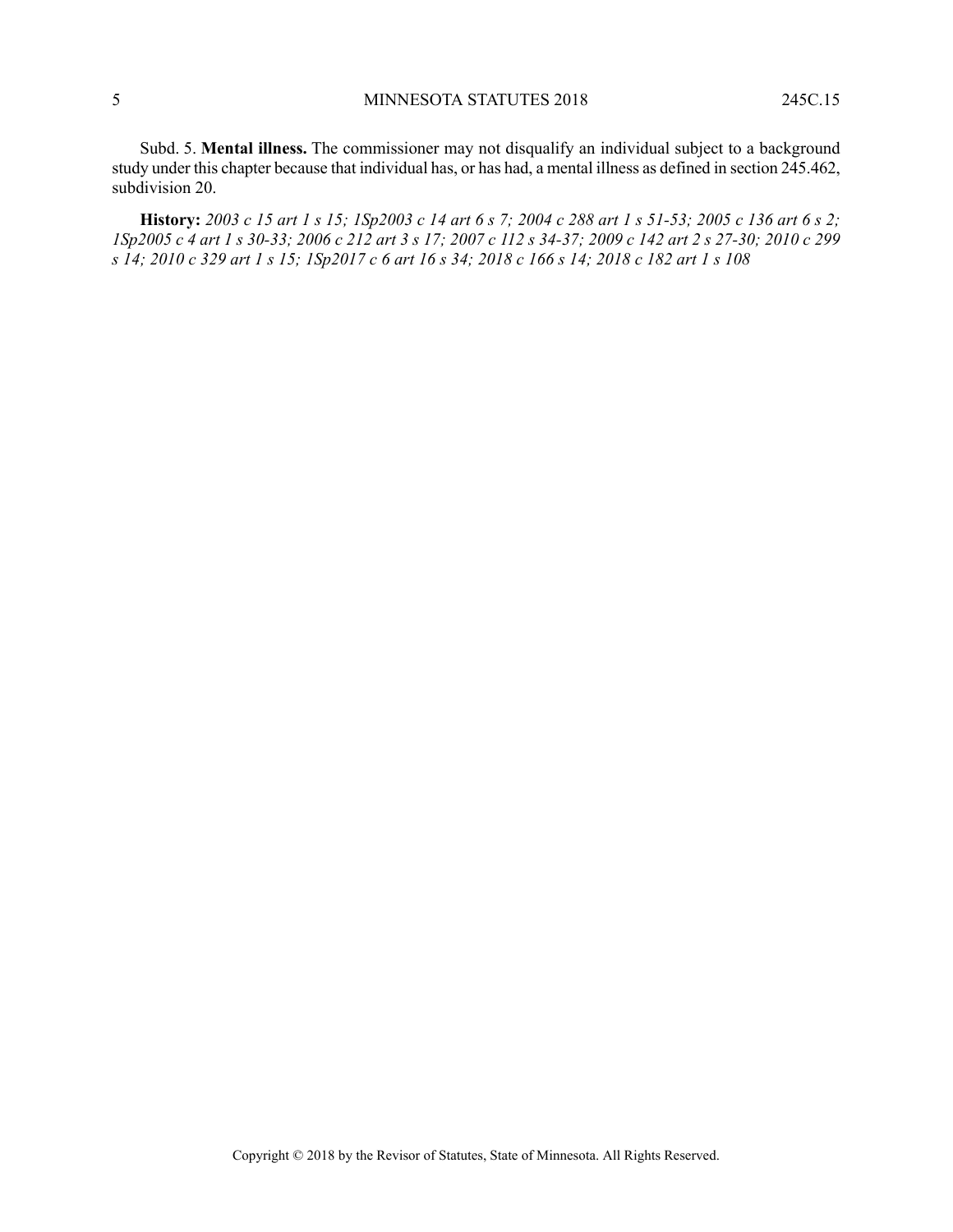Subd. 5. **Mental illness.** The commissioner may not disqualify an individual subject to a background study under this chapter because that individual has, or has had, a mental illness as defined in section 245.462, subdivision 20.

**History:** *2003 c 15 art 1 s 15; 1Sp2003 c 14 art 6 s 7; 2004 c 288 art 1 s 51-53; 2005 c 136 art 6 s 2; 1Sp2005 c 4 art 1 s 30-33; 2006 c 212 art 3 s 17; 2007 c 112 s 34-37; 2009 c 142 art 2 s 27-30; 2010 c 299 s 14; 2010 c 329 art 1 s 15; 1Sp2017 c 6 art 16 s 34; 2018 c 166 s 14; 2018 c 182 art 1 s 108*